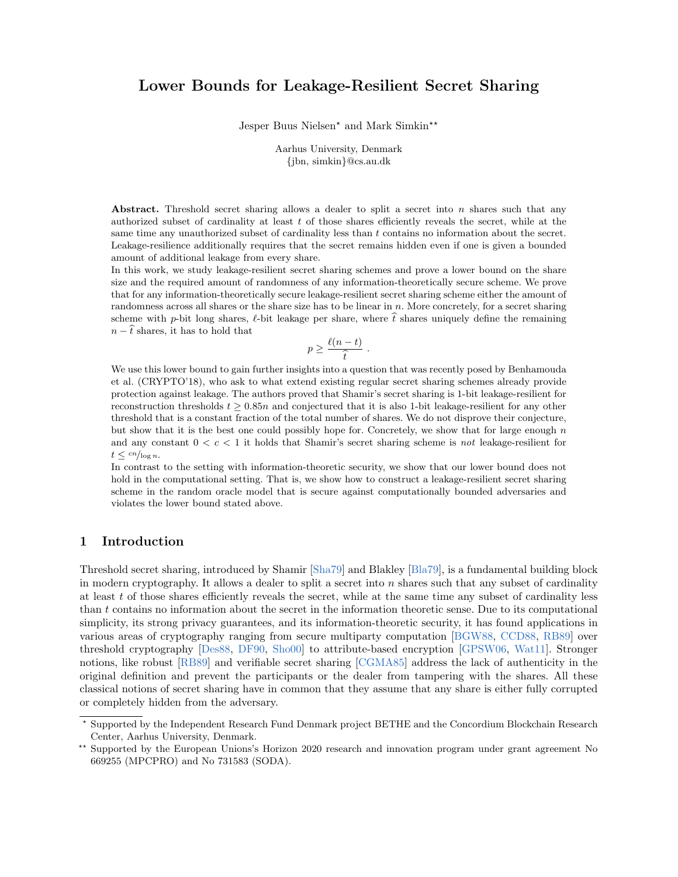# Lower Bounds for Leakage-Resilient Secret Sharing

Jesper Buus Nielsen[⋆] and Mark Simkin[⋆⋆]

Aarhus University, Denmark
{jbn, simkin}@cs.au.dk

**Abstract.** Threshold secret sharing allows a dealer to split a secret into $n$ shares such that any authorized subset of cardinality at least $t$ of those shares efficiently reveals the secret, while at the same time any unauthorized subset of cardinality less than $t$ contains no information about the secret. Leakage-resilience additionally requires that the secret remains hidden even if one is given a bounded amount of additional leakage from every share.

In this work, we study leakage-resilient secret sharing schemes and prove a lower bound on the share size and the required amount of randomness of any information-theoretically secure scheme. We prove that for any information-theoretically secure leakage-resilient secret sharing scheme either the amount of randomness across all shares or the share size has to be linear in $n$. More concretely, for a secret sharing scheme with $p$-bit long shares, $\ell$-bit leakage per share, where $\widehat{t}$ shares uniquely define the remaining $n - \widehat{t}$ shares, it has to hold that

$$p \geq \frac{\ell(n-t)}{\widehat{t}} \ .$$

We use this lower bound to gain further insights into a question that was recently posed by Benhamouda et al. (CRYPTO'18), who ask to what extend existing regular secret sharing schemes already provide protection against leakage. The authors proved that Shamir's secret sharing is 1-bit leakage-resilient for reconstruction thresholds $t \geq 0.85n$ and conjectured that it is also 1-bit leakage-resilient for any other threshold that is a constant fraction of the total number of shares. We do not disprove their conjecture, but show that it is the best one could possibly hope for. Concretely, we show that for large enough $n$ and any constant $0 < c < 1$ it holds that Shamir's secret sharing scheme is *not* leakage-resilient for $t \leq {cn}/{\log n}$.

In contrast to the setting with information-theoretic security, we show that our lower bound does not hold in the computational setting. That is, we show how to construct a leakage-resilient secret sharing scheme in the random oracle model that is secure against computationally bounded adversaries and violates the lower bound stated above.

## 1 Introduction

Threshold secret sharing, introduced by Shamir [Sha79] and Blakley [Bla79], is a fundamental building block in modern cryptography. It allows a dealer to split a secret into $n$ shares such that any subset of cardinality at least $t$ of those shares efficiently reveals the secret, while at the same time any subset of cardinality less than $t$ contains no information about the secret in the information theoretic sense. Due to its computational simplicity, its strong privacy guarantees, and its information-theoretic security, it has found applications in various areas of cryptography ranging from secure multiparty computation [BGW88, CCD88, RB89] over threshold cryptography [Des88, DF90, Sho00] to attribute-based encryption [GPSW06, Wat11]. Stronger notions, like robust [RB89] and verifiable secret sharing [CGMA85] address the lack of authenticity in the original definition and prevent the participants or the dealer from tampering with the shares. All these classical notions of secret sharing have in common that they assume that any share is either fully corrupted or completely hidden from the adversary.

---

[⋆] Supported by the Independent Research Fund Denmark project BETHE and the Concordium Blockchain Research Center, Aarhus University, Denmark.

[⋆⋆] Supported by the European Unions's Horizon 2020 research and innovation program under grant agreement No 669255 (MPCPRO) and No 731583 (SODA).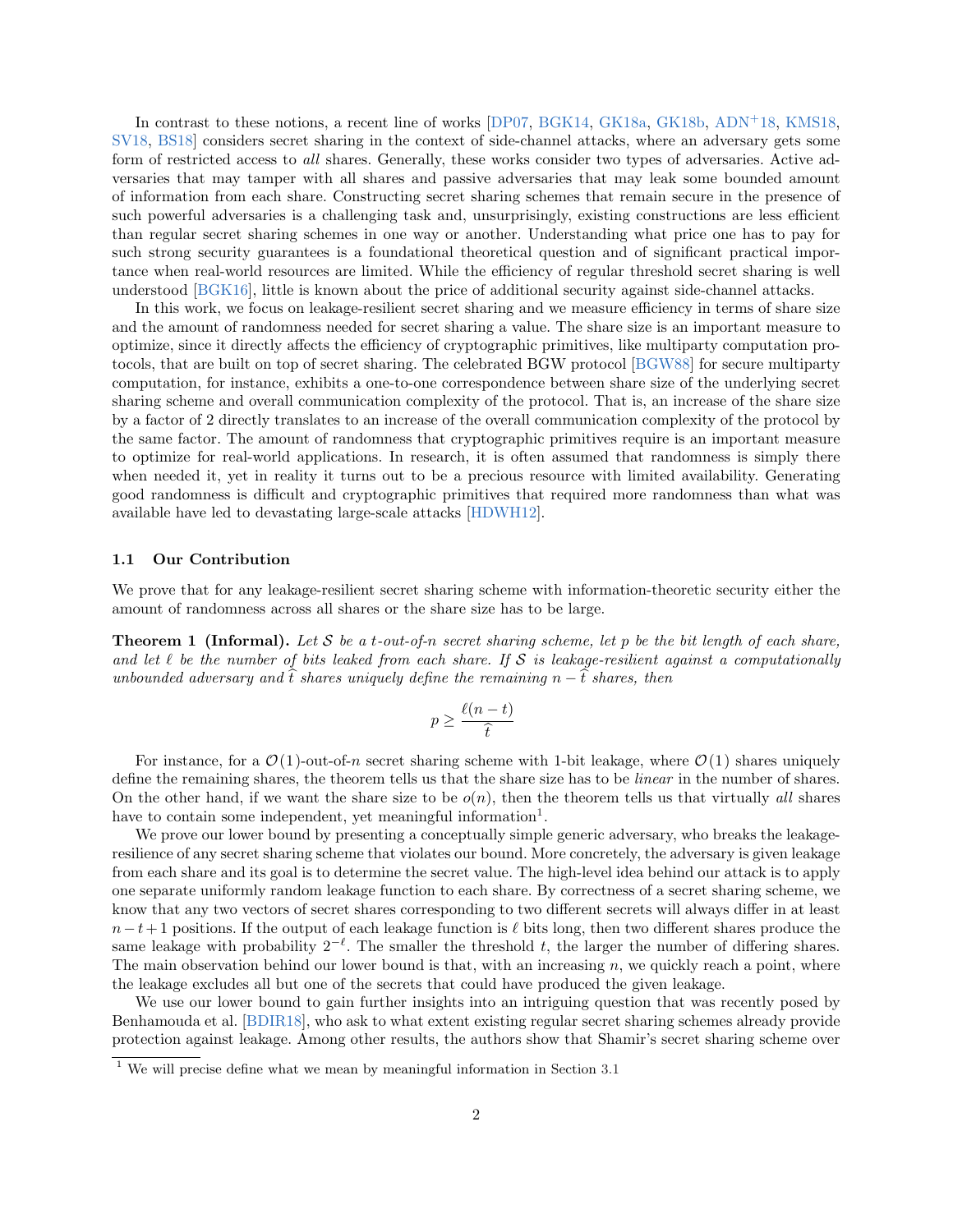In contrast to these notions, a recent line of works [DP07, BGK14, GK18a, GK18b, ADN+18, KMS18, SV18, BS18] considers secret sharing in the context of side-channel attacks, where an adversary gets some form of restricted access to *all* shares. Generally, these works consider two types of adversaries. Active adversaries that may tamper with all shares and passive adversaries that may leak some bounded amount of information from each share. Constructing secret sharing schemes that remain secure in the presence of such powerful adversaries is a challenging task and, unsurprisingly, existing constructions are less efficient than regular secret sharing schemes in one way or another. Understanding what price one has to pay for such strong security guarantees is a foundational theoretical question and of significant practical importance when real-world resources are limited. While the efficiency of regular threshold secret sharing is well understood [BGK16], little is known about the price of additional security against side-channel attacks.

In this work, we focus on leakage-resilient secret sharing and we measure efficiency in terms of share size and the amount of randomness needed for secret sharing a value. The share size is an important measure to optimize, since it directly affects the efficiency of cryptographic primitives, like multiparty computation protocols, that are built on top of secret sharing. The celebrated BGW protocol [BGW88] for secure multiparty computation, for instance, exhibits a one-to-one correspondence between share size of the underlying secret sharing scheme and overall communication complexity of the protocol. That is, an increase of the share size by a factor of 2 directly translates to an increase of the overall communication complexity of the protocol by the same factor. The amount of randomness that cryptographic primitives require is an important measure to optimize for real-world applications. In research, it is often assumed that randomness is simply there when needed it, yet in reality it turns out to be a precious resource with limited availability. Generating good randomness is difficult and cryptographic primitives that required more randomness than what was available have led to devastating large-scale attacks [HDWH12].

### 1.1 Our Contribution

We prove that for any leakage-resilient secret sharing scheme with information-theoretic security either the amount of randomness across all shares or the share size has to be large.

**Theorem 1 (Informal).** *Let $\mathcal{S}$ be a $t$-out-of-$n$ secret sharing scheme, let $p$ be the bit length of each share, and let $\ell$ be the number of bits leaked from each share. If $\mathcal{S}$ is leakage-resilient against a computationally unbounded adversary and $\widehat{t}$ shares uniquely define the remaining $n - \widehat{t}$ shares, then*

$$p \geq \frac{\ell(n-t)}{\widehat{t}}$$

For instance, for a $\mathcal{O}(1)$-out-of-$n$ secret sharing scheme with 1-bit leakage, where $\mathcal{O}(1)$ shares uniquely define the remaining shares, the theorem tells us that the share size has to be *linear* in the number of shares. On the other hand, if we want the share size to be $o(n)$, then the theorem tells us that virtually *all* shares have to contain some independent, yet meaningful information[1].

We prove our lower bound by presenting a conceptually simple generic adversary, who breaks the leakage-resilience of any secret sharing scheme that violates our bound. More concretely, the adversary is given leakage from each share and its goal is to determine the secret value. The high-level idea behind our attack is to apply one separate uniformly random leakage function to each share. By correctness of a secret sharing scheme, we know that any two vectors of secret shares corresponding to two different secrets will always differ in at least $n-t+1$ positions. If the output of each leakage function is $\ell$ bits long, then two different shares produce the same leakage with probability $2^{-\ell}$. The smaller the threshold $t$, the larger the number of differing shares. The main observation behind our lower bound is that, with an increasing $n$, we quickly reach a point, where the leakage excludes all but one of the secrets that could have produced the given leakage.

We use our lower bound to gain further insights into an intriguing question that was recently posed by Benhamouda et al. [BDIR18], who ask to what extent existing regular secret sharing schemes already provide protection against leakage. Among other results, the authors show that Shamir's secret sharing scheme over

[1] We will precise define what we mean by meaningful information in Section 3.1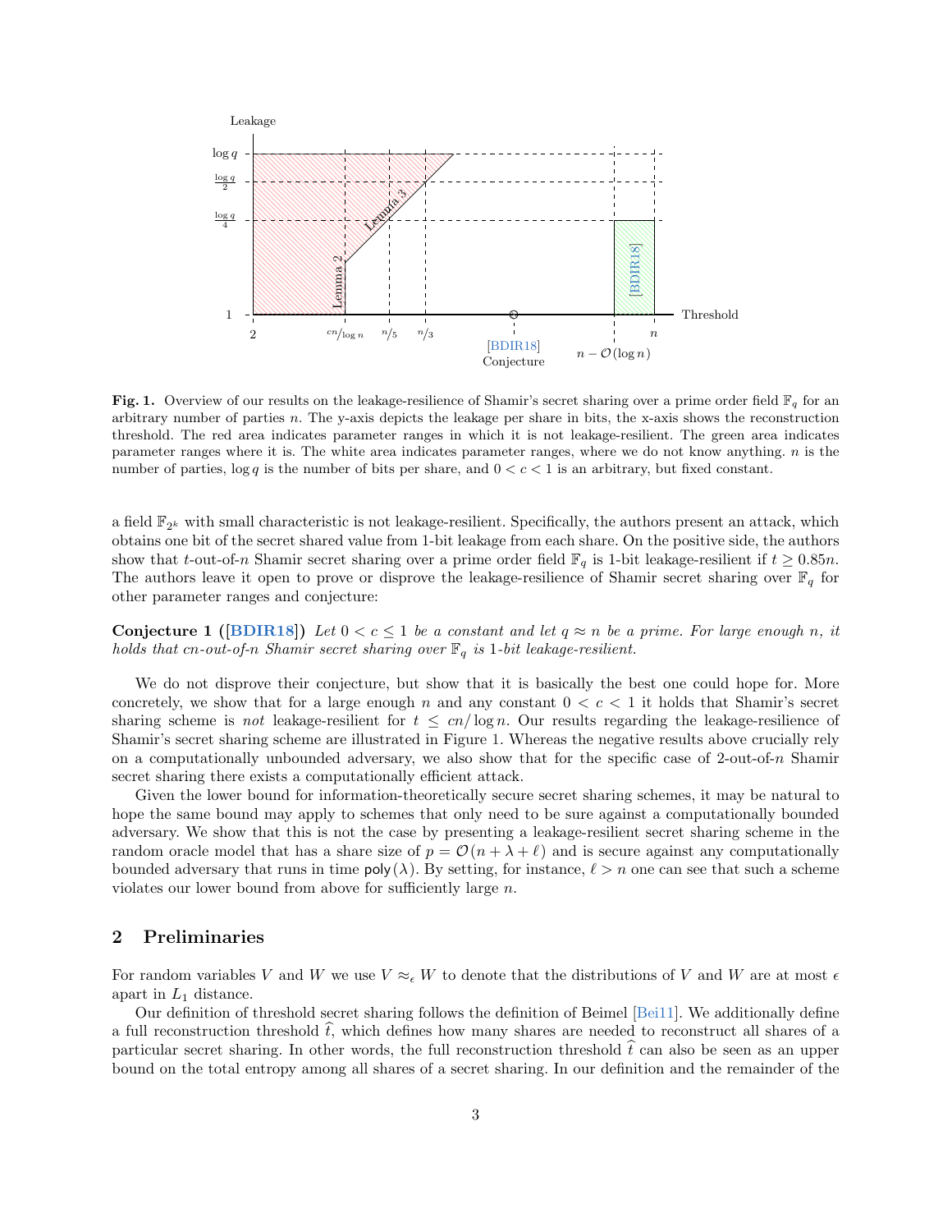**Fig. 1.** Overview of our results on the leakage-resilience of Shamir's secret sharing over a prime order field $\mathbb{F}_q$ for an arbitrary number of parties $n$. The y-axis depicts the leakage per share in bits, the x-axis shows the reconstruction threshold. The red area indicates parameter ranges in which it is not leakage-resilient. The green area indicates parameter ranges where it is. The white area indicates parameter ranges, where we do not know anything. $n$ is the number of parties, $\log q$ is the number of bits per share, and $0 < c < 1$ is an arbitrary, but fixed constant.

a field $\mathbb{F}_{2^k}$ with small characteristic is not leakage-resilient. Specifically, the authors present an attack, which obtains one bit of the secret shared value from 1-bit leakage from each share. On the positive side, the authors show that $t$-out-of-$n$ Shamir secret sharing over a prime order field $\mathbb{F}_q$ is 1-bit leakage-resilient if $t \geq 0.85n$. The authors leave it open to prove or disprove the leakage-resilience of Shamir secret sharing over $\mathbb{F}_q$ for other parameter ranges and conjecture:

**Conjecture 1 ([BDIR18])** *Let $0 < c \leq 1$ be a constant and let $q \approx n$ be a prime. For large enough $n$, it holds that $cn$-out-of-$n$ Shamir secret sharing over $\mathbb{F}_q$ is 1-bit leakage-resilient.*

We do not disprove their conjecture, but show that it is basically the best one could hope for. More concretely, we show that for a large enough $n$ and any constant $0 < c < 1$ it holds that Shamir's secret sharing scheme is *not* leakage-resilient for $t \leq cn/\log n$. Our results regarding the leakage-resilience of Shamir's secret sharing scheme are illustrated in Figure 1. Whereas the negative results above crucially rely on a computationally unbounded adversary, we also show that for the specific case of 2-out-of-$n$ Shamir secret sharing there exists a computationally efficient attack.

Given the lower bound for information-theoretically secure secret sharing schemes, it may be natural to hope the same bound may apply to schemes that only need to be sure against a computationally bounded adversary. We show that this is not the case by presenting a leakage-resilient secret sharing scheme in the random oracle model that has a share size of $p = \mathcal{O}(n + \lambda + \ell)$ and is secure against any computationally bounded adversary that runs in time $\mathsf{poly}(\lambda)$. By setting, for instance, $\ell > n$ one can see that such a scheme violates our lower bound from above for sufficiently large $n$.

## 2 Preliminaries

For random variables $V$ and $W$ we use $V \approx_\epsilon W$ to denote that the distributions of $V$ and $W$ are at most $\epsilon$ apart in $L_1$ distance.

Our definition of threshold secret sharing follows the definition of Beimel [Bei11]. We additionally define a full reconstruction threshold $\widehat{t}$, which defines how many shares are needed to reconstruct all shares of a particular secret sharing. In other words, the full reconstruction threshold $\widehat{t}$ can also be seen as an upper bound on the total entropy among all shares of a secret sharing. In our definition and the remainder of the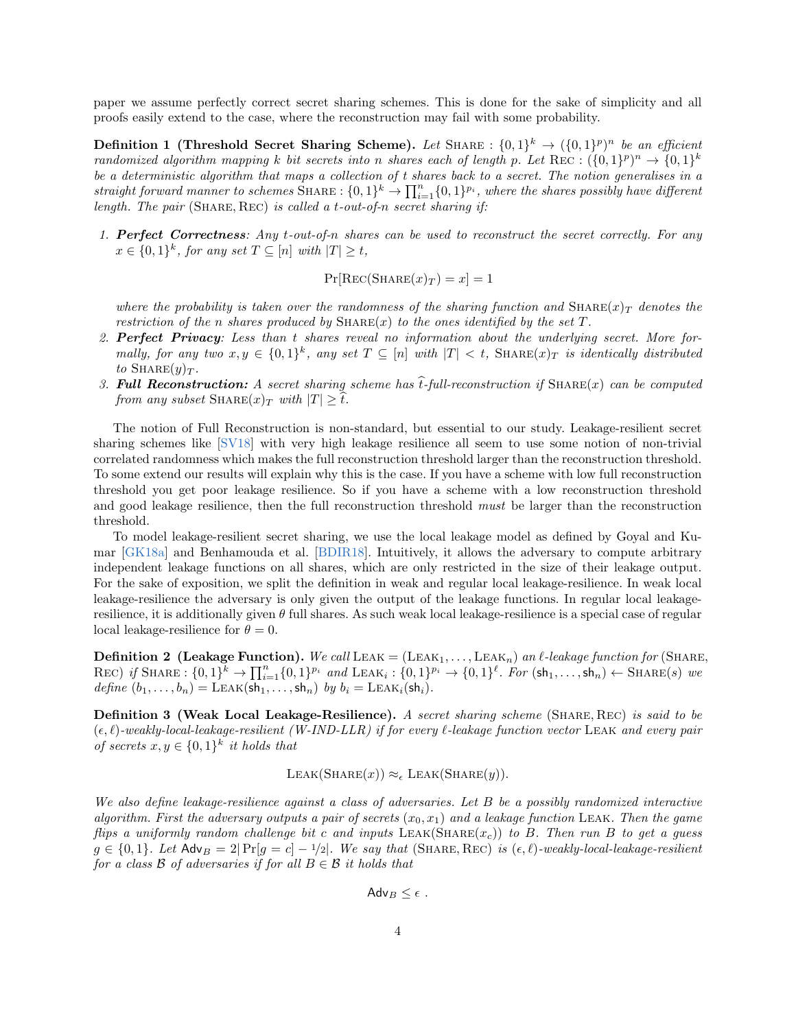paper we assume perfectly correct secret sharing schemes. This is done for the sake of simplicity and all proofs easily extend to the case, where the reconstruction may fail with some probability.

**Definition 1 (Threshold Secret Sharing Scheme).** *Let* $\textsc{Share} : \{0,1\}^k \to (\{0,1\}^p)^n$ *be an efficient randomized algorithm mapping* $k$ *bit secrets into* $n$ *shares each of length* $p$*. Let* $\textsc{Rec} : (\{0,1\}^p)^n \to \{0,1\}^k$ *be a deterministic algorithm that maps a collection of* $t$ *shares back to a secret. The notion generalises in a straight forward manner to schemes* $\textsc{Share} : \{0,1\}^k \to \prod_{i=1}^n \{0,1\}^{p_i}$*, where the shares possibly have different length. The pair* $(\textsc{Share}, \textsc{Rec})$ *is called a* $t$*-out-of-*$n$ *secret sharing if:*

1. ***Perfect Correctness****: Any* $t$*-out-of-*$n$ *shares can be used to reconstruct the secret correctly. For any* $x \in \{0,1\}^k$*, for any set* $T \subseteq [n]$ *with* $|T| \geq t$*,*

$$\Pr[\textsc{Rec}(\textsc{Share}(x)_T) = x] = 1$$

*where the probability is taken over the randomness of the sharing function and* $\textsc{Share}(x)_T$ *denotes the restriction of the* $n$ *shares produced by* $\textsc{Share}(x)$ *to the ones identified by the set* $T$*.*

2. ***Perfect Privacy****: Less than* $t$ *shares reveal no information about the underlying secret. More formally, for any two* $x, y \in \{0,1\}^k$*, any set* $T \subseteq [n]$ *with* $|T| < t$*,* $\textsc{Share}(x)_T$ *is identically distributed to* $\textsc{Share}(y)_T$*.*
3. ***Full Reconstruction:*** *A secret sharing scheme has* $\hat{t}$*-full-reconstruction if* $\textsc{Share}(x)$ *can be computed from any subset* $\textsc{Share}(x)_T$ *with* $|T| \geq \hat{t}$*.*

The notion of Full Reconstruction is non-standard, but essential to our study. Leakage-resilient secret sharing schemes like [SV18] with very high leakage resilience all seem to use some notion of non-trivial correlated randomness which makes the full reconstruction threshold larger than the reconstruction threshold. To some extend our results will explain why this is the case. If you have a scheme with low full reconstruction threshold you get poor leakage resilience. So if you have a scheme with a low reconstruction threshold and good leakage resilience, then the full reconstruction threshold *must* be larger than the reconstruction threshold.

To model leakage-resilient secret sharing, we use the local leakage model as defined by Goyal and Kumar [GK18a] and Benhamouda et al. [BDIR18]. Intuitively, it allows the adversary to compute arbitrary independent leakage functions on all shares, which are only restricted in the size of their leakage output. For the sake of exposition, we split the definition in weak and regular local leakage-resilience. In weak local leakage-resilience the adversary is only given the output of the leakage functions. In regular local leakage-resilience, it is additionally given $\theta$ full shares. As such weak local leakage-resilience is a special case of regular local leakage-resilience for $\theta = 0$.

**Definition 2 (Leakage Function).** *We call* $\textsc{Leak} = (\textsc{Leak}_1, \ldots, \textsc{Leak}_n)$ *an* $\ell$*-leakage function for* $(\textsc{Share}, \textsc{Rec})$ *if* $\textsc{Share} : \{0,1\}^k \to \prod_{i=1}^n \{0,1\}^{p_i}$ *and* $\textsc{Leak}_i : \{0,1\}^{p_i} \to \{0,1\}^\ell$*. For* $(\mathsf{sh}_1, \ldots, \mathsf{sh}_n) \leftarrow \textsc{Share}(s)$ *we define* $(b_1, \ldots, b_n) = \textsc{Leak}(\mathsf{sh}_1, \ldots, \mathsf{sh}_n)$ *by* $b_i = \textsc{Leak}_i(\mathsf{sh}_i)$*.*

**Definition 3 (Weak Local Leakage-Resilience).** *A secret sharing scheme* $(\textsc{Share}, \textsc{Rec})$ *is said to be* $(\epsilon, \ell)$*-weakly-local-leakage-resilient (W-IND-LLR) if for every* $\ell$*-leakage function vector* $\textsc{Leak}$ *and every pair of secrets* $x, y \in \{0,1\}^k$ *it holds that*

$$\textsc{Leak}(\textsc{Share}(x)) \approx_\epsilon \textsc{Leak}(\textsc{Share}(y)).$$

*We also define leakage-resilience against a class of adversaries. Let* $B$ *be a possibly randomized interactive algorithm. First the adversary outputs a pair of secrets* $(x_0, x_1)$ *and a leakage function* $\textsc{Leak}$*. Then the game flips a uniformly random challenge bit* $c$ *and inputs* $\textsc{Leak}(\textsc{Share}(x_c))$ *to* $B$*. Then run* $B$ *to get a guess* $g \in \{0,1\}$*. Let* $\mathsf{Adv}_B = 2|\Pr[g = c] - 1/2|$*. We say that* $(\textsc{Share}, \textsc{Rec})$ *is* $(\epsilon, \ell)$*-weakly-local-leakage-resilient for a class* $\mathcal{B}$ *of adversaries if for all* $B \in \mathcal{B}$ *it holds that*

$$\mathsf{Adv}_B \leq \epsilon\ .$$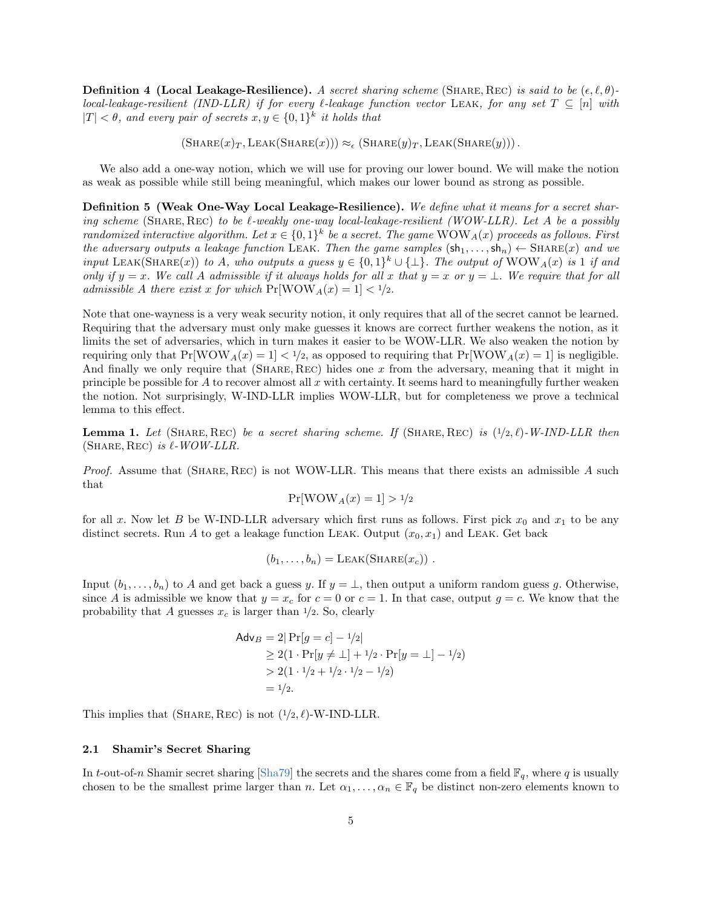**Definition 4 (Local Leakage-Resilience).** *A secret sharing scheme* (Share, Rec) *is said to be* $(\epsilon, \ell, \theta)$*-local-leakage-resilient (IND-LLR) if for every* $\ell$*-leakage function vector* Leak*, for any set* $T \subseteq [n]$ *with* $|T| < \theta$*, and every pair of secrets* $x, y \in \{0,1\}^k$ *it holds that*

$$(\textsc{Share}(x)_T, \textsc{Leak}(\textsc{Share}(x))) \approx_\epsilon (\textsc{Share}(y)_T, \textsc{Leak}(\textsc{Share}(y))).$$

We also add a one-way notion, which we will use for proving our lower bound. We will make the notion as weak as possible while still being meaningful, which makes our lower bound as strong as possible.

**Definition 5 (Weak One-Way Local Leakage-Resilience).** *We define what it means for a secret sharing scheme* (Share, Rec) *to be* $\ell$*-weakly one-way local-leakage-resilient (WOW-LLR). Let* $A$ *be a possibly randomized interactive algorithm. Let* $x \in \{0,1\}^k$ *be a secret. The game* $\text{WOW}_A(x)$ *proceeds as follows. First the adversary outputs a leakage function* Leak*. Then the game samples* $(\mathsf{sh}_1, \ldots, \mathsf{sh}_n) \leftarrow \textsc{Share}(x)$ *and we input* $\textsc{Leak}(\textsc{Share}(x))$ *to* $A$*, who outputs a guess* $y \in \{0,1\}^k \cup \{\perp\}$*. The output of* $\text{WOW}_A(x)$ *is* 1 *if and only if* $y = x$*. We call* $A$ *admissible if it always holds for all* $x$ *that* $y = x$ *or* $y = \perp$*. We require that for all admissible* $A$ *there exist* $x$ *for which* $\Pr[\text{WOW}_A(x) = 1] < 1/2$*.*

Note that one-wayness is a very weak security notion, it only requires that all of the secret cannot be learned. Requiring that the adversary must only make guesses it knows are correct further weakens the notion, as it limits the set of adversaries, which in turn makes it easier to be WOW-LLR. We also weaken the notion by requiring only that $\Pr[\text{WOW}_A(x) = 1] < 1/2$, as opposed to requiring that $\Pr[\text{WOW}_A(x) = 1]$ is negligible. And finally we only require that (Share, Rec) hides one $x$ from the adversary, meaning that it might in principle be possible for $A$ to recover almost all $x$ with certainty. It seems hard to meaningfully further weaken the notion. Not surprisingly, W-IND-LLR implies WOW-LLR, but for completeness we prove a technical lemma to this effect.

**Lemma 1.** *Let* (Share, Rec) *be a secret sharing scheme. If* (Share, Rec) *is* $(1/2, \ell)$*-W-IND-LLR then* (Share, Rec) *is* $\ell$*-WOW-LLR.*

*Proof.* Assume that (Share, Rec) is not WOW-LLR. This means that there exists an admissible $A$ such that

$$\Pr[\text{WOW}_A(x) = 1] > 1/2$$

for all $x$. Now let $B$ be W-IND-LLR adversary which first runs as follows. First pick $x_0$ and $x_1$ to be any distinct secrets. Run $A$ to get a leakage function Leak. Output $(x_0, x_1)$ and Leak. Get back

$$(b_1, \ldots, b_n) = \textsc{Leak}(\textsc{Share}(x_c)) .$$

Input $(b_1, \ldots, b_n)$ to $A$ and get back a guess $y$. If $y = \perp$, then output a uniform random guess $g$. Otherwise, since $A$ is admissible we know that $y = x_c$ for $c = 0$ or $c = 1$. In that case, output $g = c$. We know that the probability that $A$ guesses $x_c$ is larger than $1/2$. So, clearly

$$\begin{aligned}
\mathsf{Adv}_B &= 2|\Pr[g = c] - 1/2| \\
&\geq 2(1 \cdot \Pr[y \neq \perp] + 1/2 \cdot \Pr[y = \perp] - 1/2) \\
&> 2(1 \cdot 1/2 + 1/2 \cdot 1/2 - 1/2) \\
&= 1/2.
\end{aligned}$$

This implies that (Share, Rec) is not $(1/2, \ell)$-W-IND-LLR.

### 2.1 Shamir's Secret Sharing

In $t$-out-of-$n$ Shamir secret sharing [Sha79] the secrets and the shares come from a field $\mathbb{F}_q$, where $q$ is usually chosen to be the smallest prime larger than $n$. Let $\alpha_1, \ldots, \alpha_n \in \mathbb{F}_q$ be distinct non-zero elements known to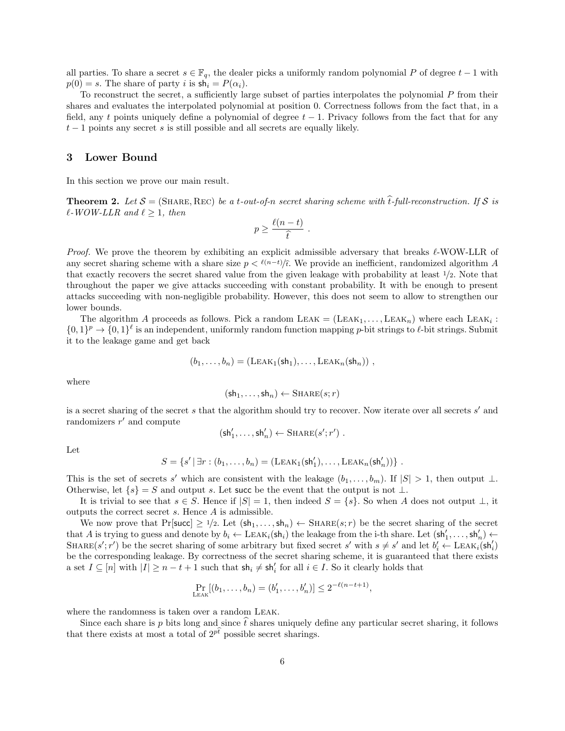all parties. To share a secret $s \in \mathbb{F}_q$, the dealer picks a uniformly random polynomial $P$ of degree $t-1$ with $p(0) = s$. The share of party $i$ is $\mathsf{sh}_i = P(\alpha_i)$.

To reconstruct the secret, a sufficiently large subset of parties interpolates the polynomial $P$ from their shares and evaluates the interpolated polynomial at position 0. Correctness follows from the fact that, in a field, any $t$ points uniquely define a polynomial of degree $t-1$. Privacy follows from the fact that for any $t-1$ points any secret $s$ is still possible and all secrets are equally likely.

# 3 Lower Bound

In this section we prove our main result.

**Theorem 2.** *Let $\mathcal{S} = (\text{Share}, \text{Rec})$ be a $t$-out-of-$n$ secret sharing scheme with $\widehat{t}$-full-reconstruction. If $\mathcal{S}$ is $\ell$-WOW-LLR and $\ell \geq 1$, then*

$$p \geq \frac{\ell(n-t)}{\widehat{t}} \ .$$

*Proof.* We prove the theorem by exhibiting an explicit admissible adversary that breaks $\ell$-WOW-LLR of any secret sharing scheme with a share size $p < \ell(n-t)/\widehat{t}$. We provide an inefficient, randomized algorithm $A$ that exactly recovers the secret shared value from the given leakage with probability at least $1/2$. Note that throughout the paper we give attacks succeeding with constant probability. It with be enough to present attacks succeeding with non-negligible probability. However, this does not seem to allow to strengthen our lower bounds.

The algorithm $A$ proceeds as follows. Pick a random $\text{Leak} = (\text{Leak}_1, \ldots, \text{Leak}_n)$ where each $\text{Leak}_i : \{0,1\}^p \to \{0,1\}^\ell$ is an independent, uniformly random function mapping $p$-bit strings to $\ell$-bit strings. Submit it to the leakage game and get back

$$(b_1, \ldots, b_n) = (\text{Leak}_1(\mathsf{sh}_1), \ldots, \text{Leak}_n(\mathsf{sh}_n)) \ ,$$

where

$$(\mathsf{sh}_1, \ldots, \mathsf{sh}_n) \leftarrow \text{Share}(s; r)$$

is a secret sharing of the secret $s$ that the algorithm should try to recover. Now iterate over all secrets $s'$ and randomizers $r'$ and compute

$$(\mathsf{sh}'_1, \ldots, \mathsf{sh}'_n) \leftarrow \text{Share}(s'; r') \ .$$

Let

$$S = \{s' \mid \exists r : (b_1, \ldots, b_n) = (\text{Leak}_1(\mathsf{sh}'_1), \ldots, \text{Leak}_n(\mathsf{sh}'_n))\} \ .$$

This is the set of secrets $s'$ which are consistent with the leakage $(b_1, \ldots, b_m)$. If $|S| > 1$, then output $\perp$. Otherwise, let $\{s\} = S$ and output $s$. Let $\mathsf{succ}$ be the event that the output is not $\perp$.

It is trivial to see that $s \in S$. Hence if $|S| = 1$, then indeed $S = \{s\}$. So when $A$ does not output $\perp$, it outputs the correct secret $s$. Hence $A$ is admissible.

We now prove that $\Pr[\mathsf{succ}] \geq 1/2$. Let $(\mathsf{sh}_1, \ldots, \mathsf{sh}_n) \leftarrow \text{Share}(s; r)$ be the secret sharing of the secret that $A$ is trying to guess and denote by $b_i \leftarrow \text{Leak}_i(\mathsf{sh}_i)$ the leakage from the i-th share. Let $(\mathsf{sh}'_1, \ldots, \mathsf{sh}'_n) \leftarrow \text{Share}(s'; r')$ be the secret sharing of some arbitrary but fixed secret $s'$ with $s \neq s'$ and let $b'_i \leftarrow \text{Leak}_i(\mathsf{sh}'_i)$ be the corresponding leakage. By correctness of the secret sharing scheme, it is guaranteed that there exists a set $I \subseteq [n]$ with $|I| \geq n - t + 1$ such that $\mathsf{sh}_i \neq \mathsf{sh}'_i$ for all $i \in I$. So it clearly holds that

$$\Pr_{\text{Leak}}[(b_1, \ldots, b_n) = (b'_1, \ldots, b'_n)] \leq 2^{-\ell(n-t+1)},$$

where the randomness is taken over a random $\text{Leak}$.

Since each share is $p$ bits long and since $\widehat{t}$ shares uniquely define any particular secret sharing, it follows that there exists at most a total of $2^{p\widehat{t}}$ possible secret sharings.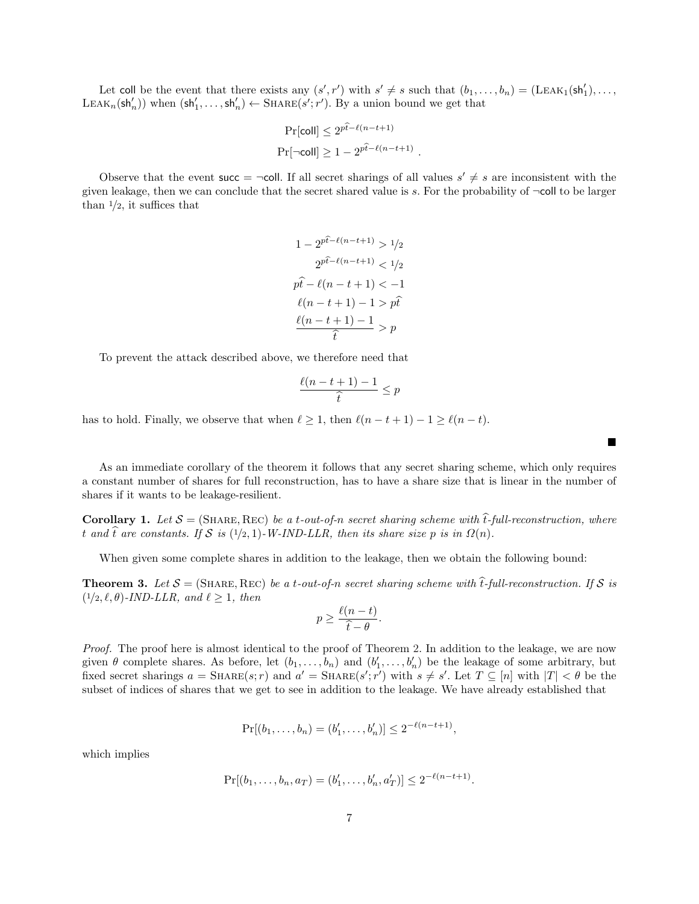Let $\mathsf{coll}$ be the event that there exists any $(s', r')$ with $s' \neq s$ such that $(b_1, \ldots, b_n) = (\textsc{Leak}_1(\mathsf{sh}'_1), \ldots, \textsc{Leak}_n(\mathsf{sh}'_n))$ when $(\mathsf{sh}'_1, \ldots, \mathsf{sh}'_n) \leftarrow \textsc{Share}(s'; r')$. By a union bound we get that

$$\Pr[\mathsf{coll}] \leq 2^{p\widehat{t} - \ell(n-t+1)}$$

$$\Pr[\neg\mathsf{coll}] \geq 1 - 2^{p\widehat{t} - \ell(n-t+1)} .$$

Observe that the event $\mathsf{succ} = \neg\mathsf{coll}$. If all secret sharings of all values $s' \neq s$ are inconsistent with the given leakage, then we can conclude that the secret shared value is $s$. For the probability of $\neg\mathsf{coll}$ to be larger than $1/2$, it suffices that

$$1 - 2^{p\widehat{t} - \ell(n-t+1)} > 1/2$$

$$2^{p\widehat{t} - \ell(n-t+1)} < 1/2$$

$$p\widehat{t} - \ell(n-t+1) < -1$$

$$\ell(n-t+1) - 1 > p\widehat{t}$$

$$\frac{\ell(n-t+1)-1}{\widehat{t}} > p$$

To prevent the attack described above, we therefore need that

$$\frac{\ell(n-t+1)-1}{\widehat{t}} \leq p$$

has to hold. Finally, we observe that when $\ell \geq 1$, then $\ell(n-t+1) - 1 \geq \ell(n-t)$.

■

As an immediate corollary of the theorem it follows that any secret sharing scheme, which only requires a constant number of shares for full reconstruction, has to have a share size that is linear in the number of shares if it wants to be leakage-resilient.

**Corollary 1.** *Let $\mathcal{S} = (\textsc{Share}, \textsc{Rec})$ be a $t$-out-of-$n$ secret sharing scheme with $\widehat{t}$-full-reconstruction, where $t$ and $\widehat{t}$ are constants. If $\mathcal{S}$ is $(1/2, 1)$-W-IND-LLR, then its share size $p$ is in $\Omega(n)$.*

When given some complete shares in addition to the leakage, then we obtain the following bound:

**Theorem 3.** *Let $\mathcal{S} = (\textsc{Share}, \textsc{Rec})$ be a $t$-out-of-$n$ secret sharing scheme with $\widehat{t}$-full-reconstruction. If $\mathcal{S}$ is $(1/2, \ell, \theta)$-IND-LLR, and $\ell \geq 1$, then*

$$p \geq \frac{\ell(n-t)}{\widehat{t} - \theta}.$$

*Proof.* The proof here is almost identical to the proof of Theorem 2. In addition to the leakage, we are now given $\theta$ complete shares. As before, let $(b_1, \ldots, b_n)$ and $(b'_1, \ldots, b'_n)$ be the leakage of some arbitrary, but fixed secret sharings $a = \textsc{Share}(s; r)$ and $a' = \textsc{Share}(s'; r')$ with $s \neq s'$. Let $T \subseteq [n]$ with $|T| < \theta$ be the subset of indices of shares that we get to see in addition to the leakage. We have already established that

$$\Pr[(b_1, \ldots, b_n) = (b'_1, \ldots, b'_n)] \leq 2^{-\ell(n-t+1)},$$

which implies

$$\Pr[(b_1, \ldots, b_n, a_T) = (b'_1, \ldots, b'_n, a'_T)] \leq 2^{-\ell(n-t+1)}.$$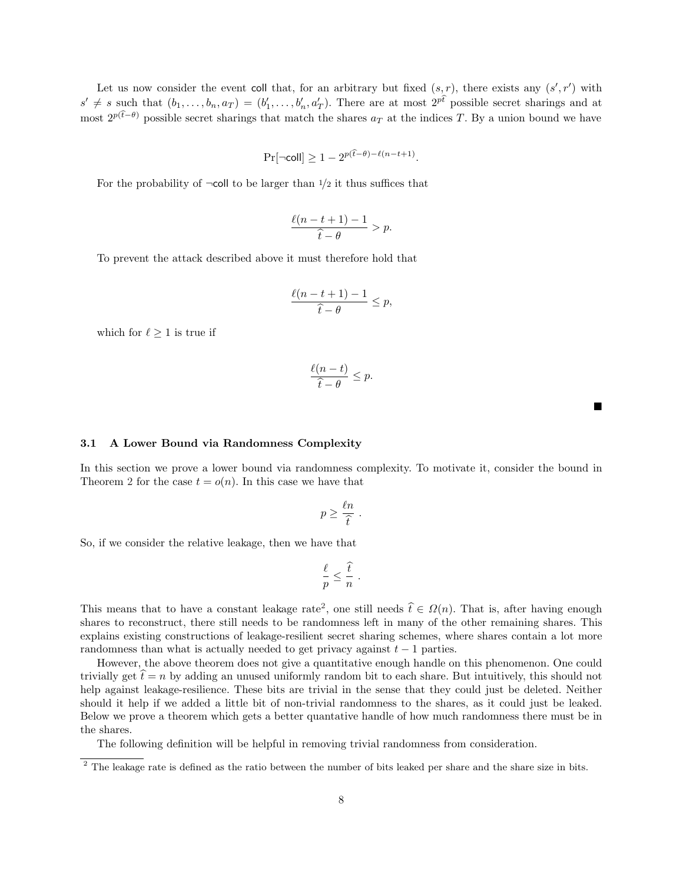Let us now consider the event $\mathsf{coll}$ that, for an arbitrary but fixed $(s, r)$, there exists any $(s', r')$ with $s' \neq s$ such that $(b_1, \ldots, b_n, a_T) = (b'_1, \ldots, b'_n, a'_T)$. There are at most $2^{p\widehat{t}}$ possible secret sharings and at most $2^{p(\widehat{t}-\theta)}$ possible secret sharings that match the shares $a_T$ at the indices $T$. By a union bound we have

$$\Pr[\neg\mathsf{coll}] \geq 1 - 2^{p(\widehat{t}-\theta) - \ell(n-t+1)}.$$

For the probability of $\neg\mathsf{coll}$ to be larger than $1/2$ it thus suffices that

$$\frac{\ell(n-t+1)-1}{\widehat{t}-\theta} > p.$$

To prevent the attack described above it must therefore hold that

$$\frac{\ell(n-t+1)-1}{\widehat{t}-\theta} \leq p,$$

which for $\ell \geq 1$ is true if

$$\frac{\ell(n-t)}{\widehat{t}-\theta} \leq p.$$

■

### 3.1 A Lower Bound via Randomness Complexity

In this section we prove a lower bound via randomness complexity. To motivate it, consider the bound in Theorem 2 for the case $t = o(n)$. In this case we have that

$$p \geq \frac{\ell n}{\widehat{t}}\ .$$

So, if we consider the relative leakage, then we have that

$$\frac{\ell}{p} \leq \frac{\widehat{t}}{n}\ .$$

This means that to have a constant leakage rate[2], one still needs $\widehat{t} \in \Omega(n)$. That is, after having enough shares to reconstruct, there still needs to be randomness left in many of the other remaining shares. This explains existing constructions of leakage-resilient secret sharing schemes, where shares contain a lot more randomness than what is actually needed to get privacy against $t-1$ parties.

However, the above theorem does not give a quantitative enough handle on this phenomenon. One could trivially get $\widehat{t} = n$ by adding an unused uniformly random bit to each share. But intuitively, this should not help against leakage-resilience. These bits are trivial in the sense that they could just be deleted. Neither should it help if we added a little bit of non-trivial randomness to the shares, as it could just be leaked. Below we prove a theorem which gets a better quantative handle of how much randomness there must be in the shares.

The following definition will be helpful in removing trivial randomness from consideration.

[2] The leakage rate is defined as the ratio between the number of bits leaked per share and the share size in bits.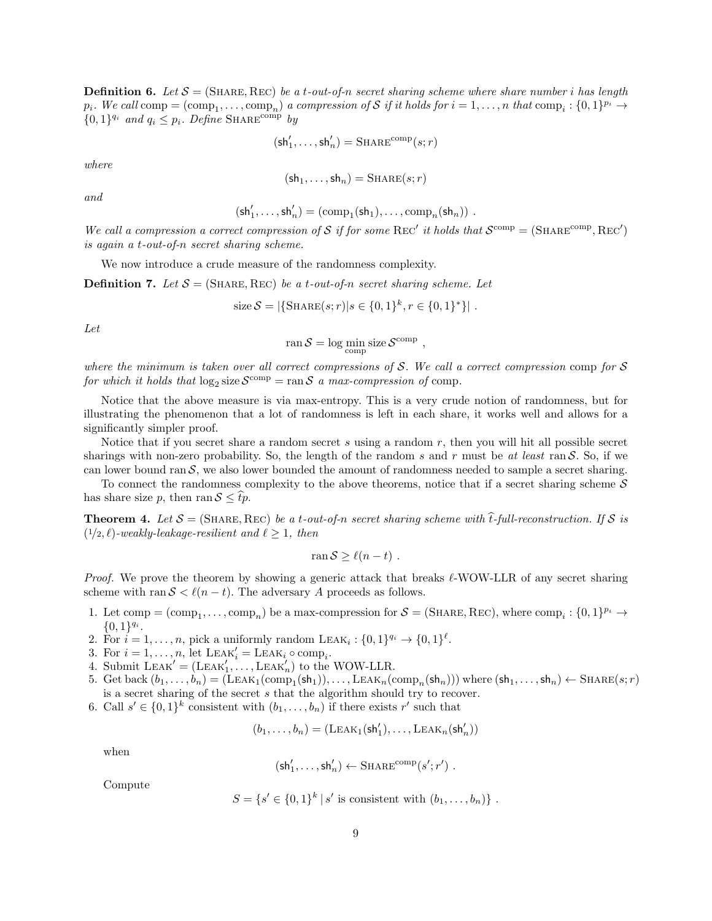**Definition 6.** *Let $\mathcal{S} = (\text{Share}, \text{Rec})$ be a $t$-out-of-$n$ secret sharing scheme where share number $i$ has length $p_i$. We call $\text{comp} = (\text{comp}_1, \ldots, \text{comp}_n)$ a compression of $\mathcal{S}$ if it holds for $i = 1, \ldots, n$ that $\text{comp}_i : \{0,1\}^{p_i} \to \{0,1\}^{q_i}$ and $q_i \leq p_i$. Define $\text{Share}^{\text{comp}}$ by*

$$(\mathsf{sh}'_1, \ldots, \mathsf{sh}'_n) = \text{Share}^{\text{comp}}(s; r)$$

*where*

$$(\mathsf{sh}_1, \ldots, \mathsf{sh}_n) = \text{Share}(s; r)$$

*and*

$$(\mathsf{sh}'_1, \ldots, \mathsf{sh}'_n) = (\text{comp}_1(\mathsf{sh}_1), \ldots, \text{comp}_n(\mathsf{sh}_n)) \ .$$

*We call a compression a correct compression of $\mathcal{S}$ if for some $\text{Rec}'$ it holds that $\mathcal{S}^{\text{comp}} = (\text{Share}^{\text{comp}}, \text{Rec}')$ is again a $t$-out-of-$n$ secret sharing scheme.*

We now introduce a crude measure of the randomness complexity.

**Definition 7.** *Let $\mathcal{S} = (\text{Share}, \text{Rec})$ be a $t$-out-of-$n$ secret sharing scheme. Let*

$$\text{size}\, \mathcal{S} = |\{\text{Share}(s; r) | s \in \{0,1\}^k, r \in \{0,1\}^*\}| \ .$$

*Let*

$$\text{ran}\, \mathcal{S} = \log \min_{\text{comp}} \text{size}\, \mathcal{S}^{\text{comp}} \ ,$$

*where the minimum is taken over all correct compressions of $\mathcal{S}$. We call a correct compression comp for $\mathcal{S}$ for which it holds that $\log_2 \text{size}\, \mathcal{S}^{\text{comp}} = \text{ran}\, \mathcal{S}$ a max-compression of comp.*

Notice that the above measure is via max-entropy. This is a very crude notion of randomness, but for illustrating the phenomenon that a lot of randomness is left in each share, it works well and allows for a significantly simpler proof.

Notice that if you secret share a random secret $s$ using a random $r$, then you will hit all possible secret sharings with non-zero probability. So, the length of the random $s$ and $r$ must be *at least* $\text{ran}\, \mathcal{S}$. So, if we can lower bound $\text{ran}\, \mathcal{S}$, we also lower bounded the amount of randomness needed to sample a secret sharing.

To connect the randomness complexity to the above theorems, notice that if a secret sharing scheme $\mathcal{S}$ has share size $p$, then $\text{ran}\, \mathcal{S} \leq \widehat{t}p$.

**Theorem 4.** *Let $\mathcal{S} = (\text{Share}, \text{Rec})$ be a $t$-out-of-$n$ secret sharing scheme with $\widehat{t}$-full-reconstruction. If $\mathcal{S}$ is $(1/2, \ell)$-weakly-leakage-resilient and $\ell \geq 1$, then*

$$\text{ran}\, \mathcal{S} \geq \ell(n - t) \ .$$

*Proof.* We prove the theorem by showing a generic attack that breaks $\ell$-WOW-LLR of any secret sharing scheme with $\text{ran}\, \mathcal{S} < \ell(n - t)$. The adversary $A$ proceeds as follows.

1. Let $\text{comp} = (\text{comp}_1, \ldots, \text{comp}_n)$ be a max-compression for $\mathcal{S} = (\text{Share}, \text{Rec})$, where $\text{comp}_i : \{0,1\}^{p_i} \to \{0,1\}^{q_i}$.
2. For $i = 1, \ldots, n$, pick a uniformly random $\text{Leak}_i : \{0,1\}^{q_i} \to \{0,1\}^{\ell}$.
3. For $i = 1, \ldots, n$, let $\text{Leak}'_i = \text{Leak}_i \circ \text{comp}_i$.
4. Submit $\text{Leak}' = (\text{Leak}'_1, \ldots, \text{Leak}'_n)$ to the WOW-LLR.
5. Get back $(b_1, \ldots, b_n) = (\text{Leak}_1(\text{comp}_1(\mathsf{sh}_1)), \ldots, \text{Leak}_n(\text{comp}_n(\mathsf{sh}_n)))$ where $(\mathsf{sh}_1, \ldots, \mathsf{sh}_n) \leftarrow \text{Share}(s; r)$ is a secret sharing of the secret $s$ that the algorithm should try to recover.
6. Call $s' \in \{0,1\}^k$ consistent with $(b_1, \ldots, b_n)$ if there exists $r'$ such that

$$(b_1, \ldots, b_n) = (\text{Leak}_1(\mathsf{sh}'_1), \ldots, \text{Leak}_n(\mathsf{sh}'_n))$$

when

$$(\mathsf{sh}'_1, \ldots, \mathsf{sh}'_n) \leftarrow \text{Share}^{\text{comp}}(s'; r') \ .$$

Compute

$$S = \{s' \in \{0,1\}^k \,|\, s' \text{ is consistent with } (b_1, \ldots, b_n)\} \ .$$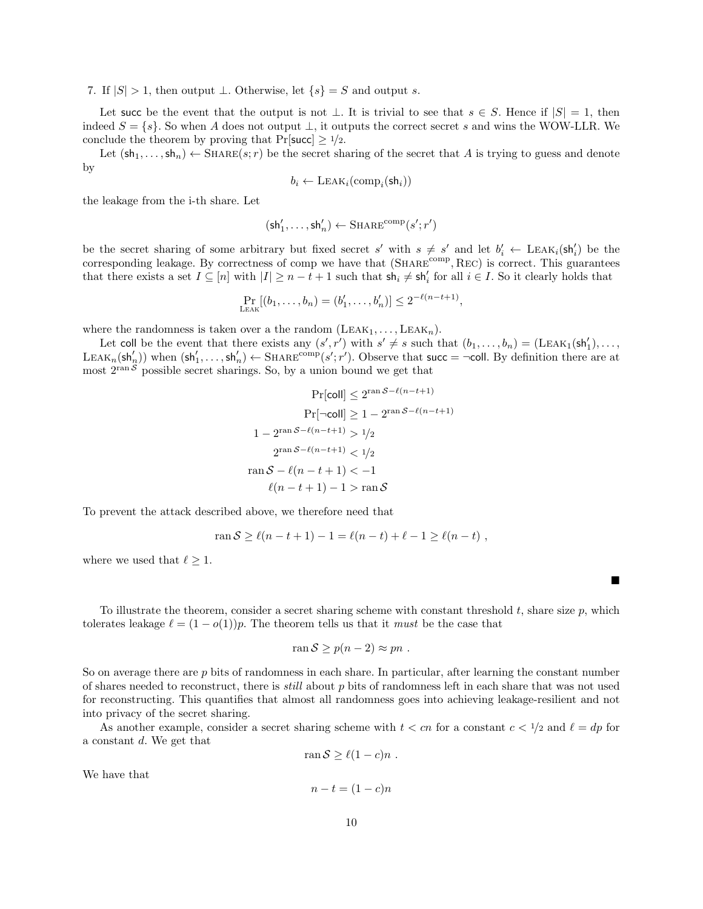7. If $|S| > 1$, then output $\perp$. Otherwise, let $\{s\} = S$ and output $s$.

Let succ be the event that the output is not $\perp$. It is trivial to see that $s \in S$. Hence if $|S| = 1$, then indeed $S = \{s\}$. So when $A$ does not output $\perp$, it outputs the correct secret $s$ and wins the WOW-LLR. We conclude the theorem by proving that $\Pr[\mathsf{succ}] \geq 1/2$.

Let $(\mathsf{sh}_1, \ldots, \mathsf{sh}_n) \leftarrow \textsc{Share}(s; r)$ be the secret sharing of the secret that $A$ is trying to guess and denote by

$$b_i \leftarrow \textsc{Leak}_i(\mathrm{comp}_i(\mathsf{sh}_i))$$

the leakage from the i-th share. Let

$$(\mathsf{sh}'_1, \ldots, \mathsf{sh}'_n) \leftarrow \textsc{Share}^{\mathrm{comp}}(s'; r')$$

be the secret sharing of some arbitrary but fixed secret $s'$ with $s \neq s'$ and let $b'_i \leftarrow \textsc{Leak}_i(\mathsf{sh}'_i)$ be the corresponding leakage. By correctness of comp we have that $(\textsc{Share}^{\mathrm{comp}}, \textsc{Rec})$ is correct. This guarantees that there exists a set $I \subseteq [n]$ with $|I| \geq n - t + 1$ such that $\mathsf{sh}_i \neq \mathsf{sh}'_i$ for all $i \in I$. So it clearly holds that

$$\Pr_{\textsc{Leak}}[(b_1, \ldots, b_n) = (b'_1, \ldots, b'_n)] \leq 2^{-\ell(n-t+1)},$$

where the randomness is taken over a the random $(\textsc{Leak}_1, \ldots, \textsc{Leak}_n)$.

Let coll be the event that there exists any $(s', r')$ with $s' \neq s$ such that $(b_1, \ldots, b_n) = (\textsc{Leak}_1(\mathsf{sh}'_1), \ldots, \textsc{Leak}_n(\mathsf{sh}'_n))$ when $(\mathsf{sh}'_1, \ldots, \mathsf{sh}'_n) \leftarrow \textsc{Share}^{\mathrm{comp}}(s'; r')$. Observe that $\mathsf{succ} = \neg\mathsf{coll}$. By definition there are at most $2^{\mathrm{ran}\,\mathcal{S}}$ possible secret sharings. So, by a union bound we get that

$$\begin{aligned}
\Pr[\mathsf{coll}] &\leq 2^{\mathrm{ran}\,\mathcal{S} - \ell(n-t+1)} \\
\Pr[\neg\mathsf{coll}] &\geq 1 - 2^{\mathrm{ran}\,\mathcal{S} - \ell(n-t+1)} \\
1 - 2^{\mathrm{ran}\,\mathcal{S} - \ell(n-t+1)} &> 1/2 \\
2^{\mathrm{ran}\,\mathcal{S} - \ell(n-t+1)} &< 1/2 \\
\mathrm{ran}\,\mathcal{S} - \ell(n-t+1) &< -1 \\
\ell(n-t+1) - 1 &> \mathrm{ran}\,\mathcal{S}
\end{aligned}$$

To prevent the attack described above, we therefore need that

$$\mathrm{ran}\,\mathcal{S} \geq \ell(n-t+1) - 1 = \ell(n-t) + \ell - 1 \geq \ell(n-t) \ ,$$

where we used that $\ell \geq 1$.

■

To illustrate the theorem, consider a secret sharing scheme with constant threshold $t$, share size $p$, which tolerates leakage $\ell = (1 - o(1))p$. The theorem tells us that it *must* be the case that

$$\mathrm{ran}\,\mathcal{S} \geq p(n-2) \approx pn \ .$$

So on average there are $p$ bits of randomness in each share. In particular, after learning the constant number of shares needed to reconstruct, there is *still* about $p$ bits of randomness left in each share that was not used for reconstructing. This quantifies that almost all randomness goes into achieving leakage-resilient and not into privacy of the secret sharing.

As another example, consider a secret sharing scheme with $t < cn$ for a constant $c < 1/2$ and $\ell = dp$ for a constant $d$. We get that

$$\mathrm{ran}\,\mathcal{S} \geq \ell(1-c)n \ .$$

We have that

$$n - t = (1-c)n$$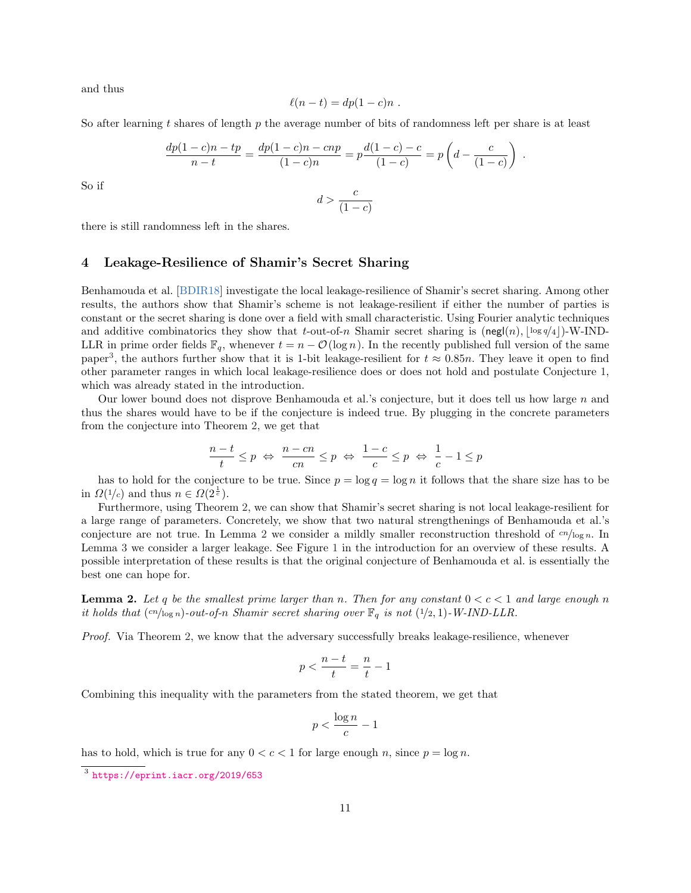and thus

$$\ell(n-t) = dp(1-c)n \ .$$

So after learning $t$ shares of length $p$ the average number of bits of randomness left per share is at least

$$\frac{dp(1-c)n - tp}{n-t} = \frac{dp(1-c)n - cnp}{(1-c)n} = p\frac{d(1-c)-c}{(1-c)} = p\left(d - \frac{c}{(1-c)}\right) \ .$$

So if

$$d > \frac{c}{(1-c)}$$

there is still randomness left in the shares.

## 4 Leakage-Resilience of Shamir's Secret Sharing

Benhamouda et al. [BDIR18] investigate the local leakage-resilience of Shamir's secret sharing. Among other results, the authors show that Shamir's scheme is not leakage-resilient if either the number of parties is constant or the secret sharing is done over a field with small characteristic. Using Fourier analytic techniques and additive combinatorics they show that $t$-out-of-$n$ Shamir secret sharing is $(\mathsf{negl}(n), \lfloor \log q/4 \rfloor)$-W-IND-LLR in prime order fields $\mathbb{F}_q$, whenever $t = n - \mathcal{O}(\log n)$. In the recently published full version of the same paper[3], the authors further show that it is 1-bit leakage-resilient for $t \approx 0.85n$. They leave it open to find other parameter ranges in which local leakage-resilience does or does not hold and postulate Conjecture 1, which was already stated in the introduction.

Our lower bound does not disprove Benhamouda et al.'s conjecture, but it does tell us how large $n$ and thus the shares would have to be if the conjecture is indeed true. By plugging in the concrete parameters from the conjecture into Theorem 2, we get that

$$\frac{n-t}{t} \le p \ \Leftrightarrow \ \frac{n-cn}{cn} \le p \ \Leftrightarrow \ \frac{1-c}{c} \le p \ \Leftrightarrow \ \frac{1}{c} - 1 \le p$$

has to hold for the conjecture to be true. Since $p = \log q = \log n$ it follows that the share size has to be in $\Omega(1/c)$ and thus $n \in \Omega(2^{\frac{1}{c}})$.

Furthermore, using Theorem 2, we can show that Shamir's secret sharing is not local leakage-resilient for a large range of parameters. Concretely, we show that two natural strengthenings of Benhamouda et al.'s conjecture are not true. In Lemma 2 we consider a mildly smaller reconstruction threshold of $cn/\log n$. In Lemma 3 we consider a larger leakage. See Figure 1 in the introduction for an overview of these results. A possible interpretation of these results is that the original conjecture of Benhamouda et al. is essentially the best one can hope for.

**Lemma 2.** *Let $q$ be the smallest prime larger than $n$. Then for any constant $0 < c < 1$ and large enough $n$ it holds that $(cn/\log n)$-out-of-$n$ Shamir secret sharing over $\mathbb{F}_q$ is not $(1/2, 1)$-W-IND-LLR.*

*Proof.* Via Theorem 2, we know that the adversary successfully breaks leakage-resilience, whenever

$$p < \frac{n-t}{t} = \frac{n}{t} - 1$$

Combining this inequality with the parameters from the stated theorem, we get that

$$p < \frac{\log n}{c} - 1$$

has to hold, which is true for any $0 < c < 1$ for large enough $n$, since $p = \log n$.

[3] https://eprint.iacr.org/2019/653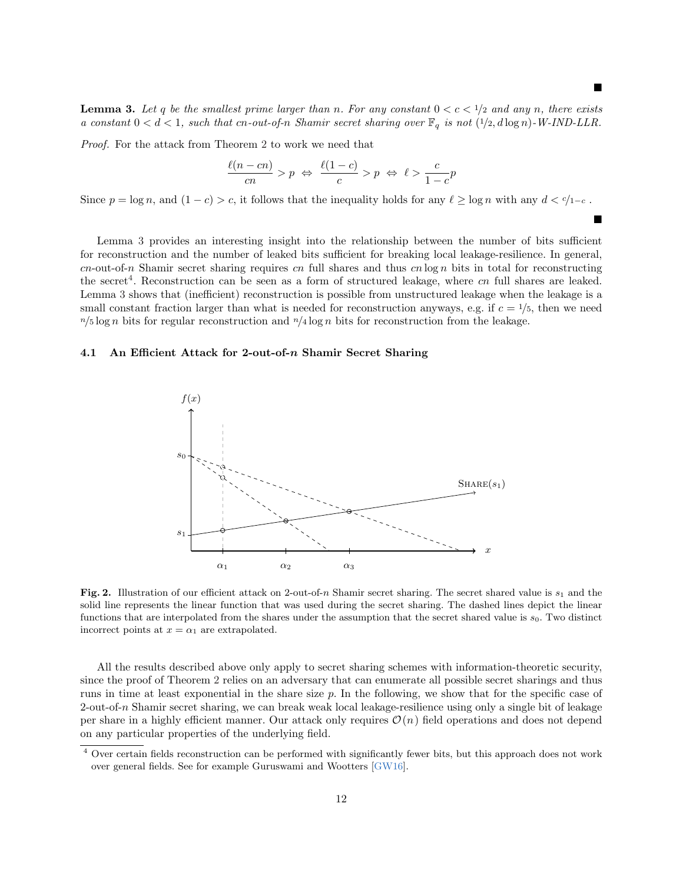■

**Lemma 3.** *Let $q$ be the smallest prime larger than $n$. For any constant $0 < c < 1/2$ and any $n$, there exists a constant $0 < d < 1$, such that $cn$-out-of-$n$ Shamir secret sharing over $\mathbb{F}_q$ is not $(1/2, d \log n)$-W-IND-LLR.*

*Proof.* For the attack from Theorem 2 to work we need that

$$\frac{\ell(n - cn)}{cn} > p \;\Leftrightarrow\; \frac{\ell(1-c)}{c} > p \;\Leftrightarrow\; \ell > \frac{c}{1-c}p$$

Since $p = \log n$, and $(1 - c) > c$, it follows that the inequality holds for any $\ell \geq \log n$ with any $d < c/1-c$ . ■

Lemma 3 provides an interesting insight into the relationship between the number of bits sufficient for reconstruction and the number of leaked bits sufficient for breaking local leakage-resilience. In general, $cn$-out-of-$n$ Shamir secret sharing requires $cn$ full shares and thus $cn \log n$ bits in total for reconstructing the secret[4]. Reconstruction can be seen as a form of structured leakage, where $cn$ full shares are leaked. Lemma 3 shows that (inefficient) reconstruction is possible from unstructured leakage when the leakage is a small constant fraction larger than what is needed for reconstruction anyways, e.g. if $c = 1/5$, then we need $n/5 \log n$ bits for regular reconstruction and $n/4 \log n$ bits for reconstruction from the leakage.

### 4.1 An Efficient Attack for 2-out-of-$n$ Shamir Secret Sharing

**Fig. 2.** Illustration of our efficient attack on 2-out-of-$n$ Shamir secret sharing. The secret shared value is $s_1$ and the solid line represents the linear function that was used during the secret sharing. The dashed lines depict the linear functions that are interpolated from the shares under the assumption that the secret shared value is $s_0$. Two distinct incorrect points at $x = \alpha_1$ are extrapolated.

All the results described above only apply to secret sharing schemes with information-theoretic security, since the proof of Theorem 2 relies on an adversary that can enumerate all possible secret sharings and thus runs in time at least exponential in the share size $p$. In the following, we show that for the specific case of 2-out-of-$n$ Shamir secret sharing, we can break weak local leakage-resilience using only a single bit of leakage per share in a highly efficient manner. Our attack only requires $\mathcal{O}(n)$ field operations and does not depend on any particular properties of the underlying field.

[4] Over certain fields reconstruction can be performed with significantly fewer bits, but this approach does not work over general fields. See for example Guruswami and Wootters [GW16].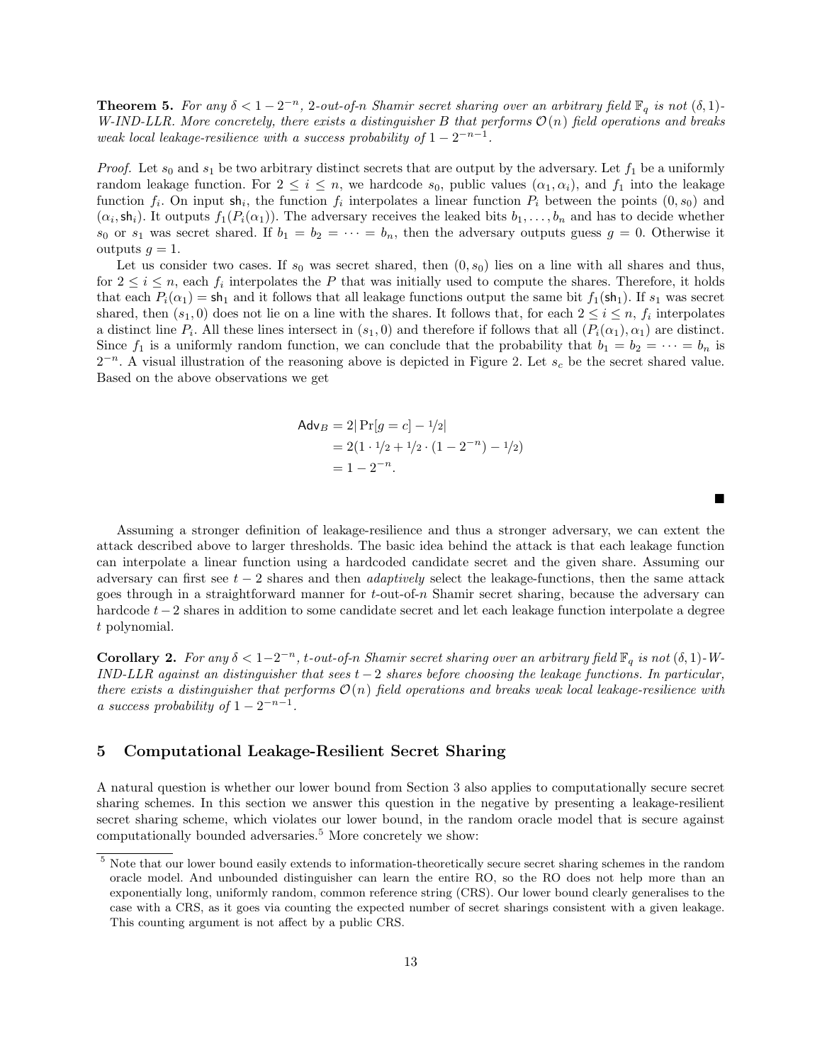**Theorem 5.** *For any $\delta < 1 - 2^{-n}$, 2-out-of-n Shamir secret sharing over an arbitrary field $\mathbb{F}_q$ is not $(\delta, 1)$-W-IND-LLR. More concretely, there exists a distinguisher B that performs $\mathcal{O}(n)$ field operations and breaks weak local leakage-resilience with a success probability of $1 - 2^{-n-1}$.*

*Proof.* Let $s_0$ and $s_1$ be two arbitrary distinct secrets that are output by the adversary. Let $f_1$ be a uniformly random leakage function. For $2 \leq i \leq n$, we hardcode $s_0$, public values $(\alpha_1, \alpha_i)$, and $f_1$ into the leakage function $f_i$. On input $\mathsf{sh}_i$, the function $f_i$ interpolates a linear function $P_i$ between the points $(0, s_0)$ and $(\alpha_i, \mathsf{sh}_i)$. It outputs $f_1(P_i(\alpha_1))$. The adversary receives the leaked bits $b_1, \ldots, b_n$ and has to decide whether $s_0$ or $s_1$ was secret shared. If $b_1 = b_2 = \cdots = b_n$, then the adversary outputs guess $g = 0$. Otherwise it outputs $g = 1$.

Let us consider two cases. If $s_0$ was secret shared, then $(0, s_0)$ lies on a line with all shares and thus, for $2 \leq i \leq n$, each $f_i$ interpolates the $P$ that was initially used to compute the shares. Therefore, it holds that each $P_i(\alpha_1) = \mathsf{sh}_1$ and it follows that all leakage functions output the same bit $f_1(\mathsf{sh}_1)$. If $s_1$ was secret shared, then $(s_1, 0)$ does not lie on a line with the shares. It follows that, for each $2 \leq i \leq n$, $f_i$ interpolates a distinct line $P_i$. All these lines intersect in $(s_1, 0)$ and therefore if follows that all $(P_i(\alpha_1), \alpha_1)$ are distinct. Since $f_1$ is a uniformly random function, we can conclude that the probability that $b_1 = b_2 = \cdots = b_n$ is $2^{-n}$. A visual illustration of the reasoning above is depicted in Figure 2. Let $s_c$ be the secret shared value. Based on the above observations we get

$$
\begin{aligned}
\mathsf{Adv}_B &= 2|\Pr[g = c] - 1/2| \\
&= 2(1 \cdot 1/2 + 1/2 \cdot (1 - 2^{-n}) - 1/2) \\
&= 1 - 2^{-n}.
\end{aligned}
$$

∎

Assuming a stronger definition of leakage-resilience and thus a stronger adversary, we can extent the attack described above to larger thresholds. The basic idea behind the attack is that each leakage function can interpolate a linear function using a hardcoded candidate secret and the given share. Assuming our adversary can first see $t-2$ shares and then *adaptively* select the leakage-functions, then the same attack goes through in a straightforward manner for $t$-out-of-$n$ Shamir secret sharing, because the adversary can hardcode $t-2$ shares in addition to some candidate secret and let each leakage function interpolate a degree $t$ polynomial.

**Corollary 2.** *For any $\delta < 1-2^{-n}$, t-out-of-n Shamir secret sharing over an arbitrary field $\mathbb{F}_q$ is not $(\delta, 1)$-W-IND-LLR against an distinguisher that sees $t-2$ shares before choosing the leakage functions. In particular, there exists a distinguisher that performs $\mathcal{O}(n)$ field operations and breaks weak local leakage-resilience with a success probability of $1 - 2^{-n-1}$.*

## 5 Computational Leakage-Resilient Secret Sharing

A natural question is whether our lower bound from Section 3 also applies to computationally secure secret sharing schemes. In this section we answer this question in the negative by presenting a leakage-resilient secret sharing scheme, which violates our lower bound, in the random oracle model that is secure against computationally bounded adversaries.[5] More concretely we show:

[5] Note that our lower bound easily extends to information-theoretically secure secret sharing schemes in the random oracle model. And unbounded distinguisher can learn the entire RO, so the RO does not help more than an exponentially long, uniformly random, common reference string (CRS). Our lower bound clearly generalises to the case with a CRS, as it goes via counting the expected number of secret sharings consistent with a given leakage. This counting argument is not affect by a public CRS.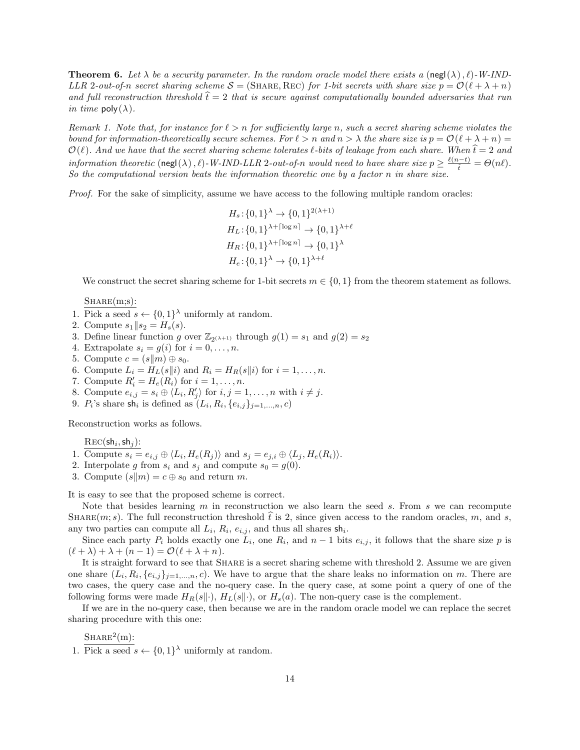**Theorem 6.** *Let $\lambda$ be a security parameter. In the random oracle model there exists a $(\mathsf{negl}(\lambda), \ell)$-W-IND-LLR 2-out-of-n secret sharing scheme $\mathcal{S} = (\text{Share}, \text{Rec})$ for 1-bit secrets with share size $p = \mathcal{O}(\ell + \lambda + n)$ and full reconstruction threshold $\widehat{t} = 2$ that is secure against computationally bounded adversaries that run in time $\mathsf{poly}(\lambda)$.*

*Remark 1. Note that, for instance for $\ell > n$ for sufficiently large $n$, such a secret sharing scheme violates the bound for information-theoretically secure schemes. For $\ell > n$ and $n > \lambda$ the share size is $p = \mathcal{O}(\ell + \lambda + n) = \mathcal{O}(\ell)$. And we have that the secret sharing scheme tolerates $\ell$-bits of leakage from each share. When $\widehat{t} = 2$ and information theoretic $(\mathsf{negl}(\lambda), \ell)$-W-IND-LLR 2-out-of-n would need to have share size $p \geq \frac{\ell(n-t)}{\widehat{t}} = \Theta(n\ell)$. So the computational version beats the information theoretic one by a factor $n$ in share size.*

*Proof.* For the sake of simplicity, assume we have access to the following multiple random oracles:

$$H_s : \{0,1\}^{\lambda} \to \{0,1\}^{2(\lambda+1)}$$
$$H_L : \{0,1\}^{\lambda + \lceil \log n \rceil} \to \{0,1\}^{\lambda+\ell}$$
$$H_R : \{0,1\}^{\lambda + \lceil \log n \rceil} \to \{0,1\}^{\lambda}$$
$$H_e : \{0,1\}^{\lambda} \to \{0,1\}^{\lambda+\ell}$$

We construct the secret sharing scheme for 1-bit secrets $m \in \{0,1\}$ from the theorem statement as follows.

<u>Share(m;s):</u>

1. Pick a seed $s \leftarrow \{0,1\}^{\lambda}$ uniformly at random.
2. Compute $s_1 \| s_2 = H_s(s)$.
3. Define linear function $g$ over $\mathbb{Z}_{2^{(\lambda+1)}}$ through $g(1) = s_1$ and $g(2) = s_2$
4. Extrapolate $s_i = g(i)$ for $i = 0, \ldots, n$.
5. Compute $c = (s \| m) \oplus s_0$.
6. Compute $L_i = H_L(s \| i)$ and $R_i = H_R(s \| i)$ for $i = 1, \ldots, n$.
7. Compute $R'_i = H_e(R_i)$ for $i = 1, \ldots, n$.
8. Compute $e_{i,j} = s_i \oplus \langle L_i, R'_j \rangle$ for $i, j = 1, \ldots, n$ with $i \neq j$.
9. $P_i$'s share $\mathsf{sh}_i$ is defined as $(L_i, R_i, \{e_{i,j}\}_{j=1,\ldots,n}, c)$

Reconstruction works as follows.

<u>Rec($\mathsf{sh}_i, \mathsf{sh}_j$):</u>

1. Compute $s_i = e_{i,j} \oplus \langle L_i, H_e(R_j) \rangle$ and $s_j = e_{j,i} \oplus \langle L_j, H_e(R_i) \rangle$.
2. Interpolate $g$ from $s_i$ and $s_j$ and compute $s_0 = g(0)$.
3. Compute $(s \| m) = c \oplus s_0$ and return $m$.

It is easy to see that the proposed scheme is correct.

Note that besides learning $m$ in reconstruction we also learn the seed $s$. From $s$ we can recompute Share$(m; s)$. The full reconstruction threshold $\widehat{t}$ is 2, since given access to the random oracles, $m$, and $s$, any two parties can compute all $L_i$, $R_i$, $e_{i,j}$, and thus all shares $\mathsf{sh}_i$.

Since each party $P_i$ holds exactly one $L_i$, one $R_i$, and $n-1$ bits $e_{i,j}$, it follows that the share size $p$ is $(\ell + \lambda) + \lambda + (n-1) = \mathcal{O}(\ell + \lambda + n)$.

It is straight forward to see that Share is a secret sharing scheme with threshold 2. Assume we are given one share $(L_i, R_i, \{e_{i,j}\}_{j=1,\ldots,n}, c)$. We have to argue that the share leaks no information on $m$. There are two cases, the query case and the no-query case. In the query case, at some point a query of one of the following forms were made $H_R(s\|\cdot)$, $H_L(s\|\cdot)$, or $H_s(a)$. The non-query case is the complement.

If we are in the no-query case, then because we are in the random oracle model we can replace the secret sharing procedure with this one:

<u>Share$^2$(m):</u>

1. Pick a seed $s \leftarrow \{0,1\}^{\lambda}$ uniformly at random.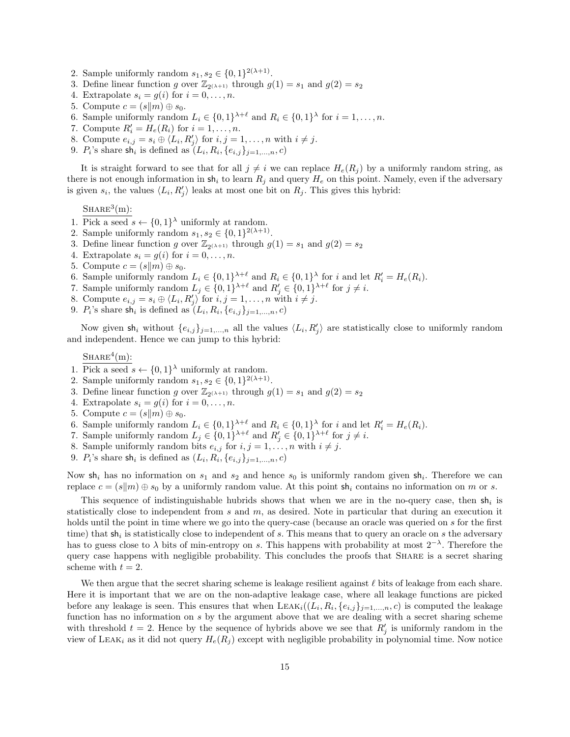2. Sample uniformly random $s_1, s_2 \in \{0,1\}^{2(\lambda+1)}$.
3. Define linear function $g$ over $\mathbb{Z}_{2^{(\lambda+1)}}$ through $g(1) = s_1$ and $g(2) = s_2$
4. Extrapolate $s_i = g(i)$ for $i = 0, \ldots, n$.
5. Compute $c = (s \| m) \oplus s_0$.
6. Sample uniformly random $L_i \in \{0,1\}^{\lambda+\ell}$ and $R_i \in \{0,1\}^{\lambda}$ for $i = 1, \ldots, n$.
7. Compute $R'_i = H_e(R_i)$ for $i = 1, \ldots, n$.
8. Compute $e_{i,j} = s_i \oplus \langle L_i, R'_j \rangle$ for $i, j = 1, \ldots, n$ with $i \neq j$.
9. $P_i$'s share $\mathsf{sh}_i$ is defined as $(L_i, R_i, \{e_{i,j}\}_{j=1,\ldots,n}, c)$

It is straight forward to see that for all $j \neq i$ we can replace $H_e(R_j)$ by a uniformly random string, as there is not enough information in $\mathsf{sh}_i$ to learn $R_j$ and query $H_e$ on this point. Namely, even if the adversary is given $s_i$, the values $\langle L_i, R'_j \rangle$ leaks at most one bit on $R_j$. This gives this hybrid:

<u>SHARE$^3$(m):</u>
1. Pick a seed $s \leftarrow \{0,1\}^{\lambda}$ uniformly at random.
2. Sample uniformly random $s_1, s_2 \in \{0,1\}^{2(\lambda+1)}$.
3. Define linear function $g$ over $\mathbb{Z}_{2^{(\lambda+1)}}$ through $g(1) = s_1$ and $g(2) = s_2$
4. Extrapolate $s_i = g(i)$ for $i = 0, \ldots, n$.
5. Compute $c = (s \| m) \oplus s_0$.
6. Sample uniformly random $L_i \in \{0,1\}^{\lambda+\ell}$ and $R_i \in \{0,1\}^{\lambda}$ for $i$ and let $R'_i = H_e(R_i)$.
7. Sample uniformly random $L_j \in \{0,1\}^{\lambda+\ell}$ and $R'_j \in \{0,1\}^{\lambda+\ell}$ for $j \neq i$.
8. Compute $e_{i,j} = s_i \oplus \langle L_i, R'_j \rangle$ for $i, j = 1, \ldots, n$ with $i \neq j$.
9. $P_i$'s share $\mathsf{sh}_i$ is defined as $(L_i, R_i, \{e_{i,j}\}_{j=1,\ldots,n}, c)$

Now given $\mathsf{sh}_i$ without $\{e_{i,j}\}_{j=1,\ldots,n}$ all the values $\langle L_i, R'_j \rangle$ are statistically close to uniformly random and independent. Hence we can jump to this hybrid:

<u>SHARE$^4$(m):</u>
1. Pick a seed $s \leftarrow \{0,1\}^{\lambda}$ uniformly at random.
2. Sample uniformly random $s_1, s_2 \in \{0,1\}^{2(\lambda+1)}$.
3. Define linear function $g$ over $\mathbb{Z}_{2^{(\lambda+1)}}$ through $g(1) = s_1$ and $g(2) = s_2$
4. Extrapolate $s_i = g(i)$ for $i = 0, \ldots, n$.
5. Compute $c = (s \| m) \oplus s_0$.
6. Sample uniformly random $L_i \in \{0,1\}^{\lambda+\ell}$ and $R_i \in \{0,1\}^{\lambda}$ for $i$ and let $R'_i = H_e(R_i)$.
7. Sample uniformly random $L_j \in \{0,1\}^{\lambda+\ell}$ and $R'_j \in \{0,1\}^{\lambda+\ell}$ for $j \neq i$.
8. Sample uniformly random bits $e_{i,j}$ for $i, j = 1, \ldots, n$ with $i \neq j$.
9. $P_i$'s share $\mathsf{sh}_i$ is defined as $(L_i, R_i, \{e_{i,j}\}_{j=1,\ldots,n}, c)$

Now $\mathsf{sh}_i$ has no information on $s_1$ and $s_2$ and hence $s_0$ is uniformly random given $\mathsf{sh}_i$. Therefore we can replace $c = (s \| m) \oplus s_0$ by a uniformly random value. At this point $\mathsf{sh}_i$ contains no information on $m$ or $s$.

This sequence of indistinguishable hubrids shows that when we are in the no-query case, then $\mathsf{sh}_i$ is statistically close to independent from $s$ and $m$, as desired. Note in particular that during an execution it holds until the point in time where we go into the query-case (because an oracle was queried on $s$ for the first time) that $\mathsf{sh}_i$ is statistically close to independent of $s$. This means that to query an oracle on $s$ the adversary has to guess close to $\lambda$ bits of min-entropy on $s$. This happens with probability at most $2^{-\lambda}$. Therefore the query case happens with negligible probability. This concludes the proofs that SHARE is a secret sharing scheme with $t = 2$.

We then argue that the secret sharing scheme is leakage resilient against $\ell$ bits of leakage from each share. Here it is important that we are on the non-adaptive leakage case, where all leakage functions are picked before any leakage is seen. This ensures that when $\text{LEAK}_i((L_i, R_i, \{e_{i,j}\}_{j=1,\ldots,n}, c)$ is computed the leakage function has no information on $s$ by the argument above that we are dealing with a secret sharing scheme with threshold $t = 2$. Hence by the sequence of hybrids above we see that $R'_j$ is uniformly random in the view of $\text{LEAK}_i$ as it did not query $H_e(R_j)$ except with negligible probability in polynomial time. Now notice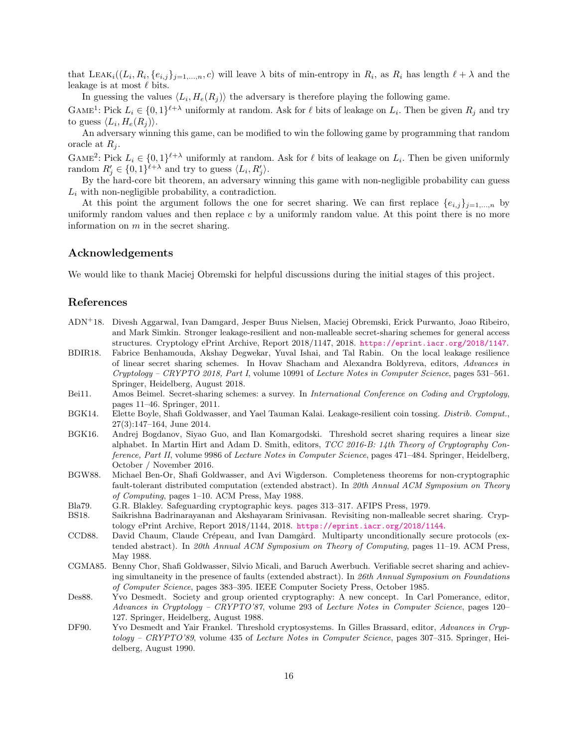that $\textsc{Leak}_i((L_i, R_i, \{e_{i,j}\}_{j=1,\ldots,n}, c)$ will leave $\lambda$ bits of min-entropy in $R_i$, as $R_i$ has length $\ell + \lambda$ and the leakage is at most $\ell$ bits.

In guessing the values $\langle L_i, H_e(R_j)\rangle$ the adversary is therefore playing the following game.

$\textsc{Game}^1$: Pick $L_i \in \{0,1\}^{\ell+\lambda}$ uniformly at random. Ask for $\ell$ bits of leakage on $L_i$. Then be given $R_j$ and try to guess $\langle L_i, H_e(R_j)\rangle$.

An adversary winning this game, can be modified to win the following game by programming that random oracle at $R_j$.

$\textsc{Game}^2$: Pick $L_i \in \{0,1\}^{\ell+\lambda}$ uniformly at random. Ask for $\ell$ bits of leakage on $L_i$. Then be given uniformly random $R'_j \in \{0,1\}^{\ell+\lambda}$ and try to guess $\langle L_i, R'_j\rangle$.

By the hard-core bit theorem, an adversary winning this game with non-negligible probability can guess $L_i$ with non-negligible probability, a contradiction.

At this point the argument follows the one for secret sharing. We can first replace $\{e_{i,j}\}_{j=1,\ldots,n}$ by uniformly random values and then replace $c$ by a uniformly random value. At this point there is no more information on $m$ in the secret sharing.

## Acknowledgements

We would like to thank Maciej Obremski for helpful discussions during the initial stages of this project.

## References

ADN+18. Divesh Aggarwal, Ivan Damgard, Jesper Buus Nielsen, Maciej Obremski, Erick Purwanto, Joao Ribeiro, and Mark Simkin. Stronger leakage-resilient and non-malleable secret-sharing schemes for general access structures. Cryptology ePrint Archive, Report 2018/1147, 2018. https://eprint.iacr.org/2018/1147.

BDIR18. Fabrice Benhamouda, Akshay Degwekar, Yuval Ishai, and Tal Rabin. On the local leakage resilience of linear secret sharing schemes. In Hovav Shacham and Alexandra Boldyreva, editors, *Advances in Cryptology – CRYPTO 2018, Part I*, volume 10991 of *Lecture Notes in Computer Science*, pages 531–561. Springer, Heidelberg, August 2018.

Bei11. Amos Beimel. Secret-sharing schemes: a survey. In *International Conference on Coding and Cryptology*, pages 11–46. Springer, 2011.

BGK14. Elette Boyle, Shafi Goldwasser, and Yael Tauman Kalai. Leakage-resilient coin tossing. *Distrib. Comput.*, 27(3):147–164, June 2014.

BGK16. Andrej Bogdanov, Siyao Guo, and Ilan Komargodski. Threshold secret sharing requires a linear size alphabet. In Martin Hirt and Adam D. Smith, editors, *TCC 2016-B: 14th Theory of Cryptography Conference, Part II*, volume 9986 of *Lecture Notes in Computer Science*, pages 471–484. Springer, Heidelberg, October / November 2016.

BGW88. Michael Ben-Or, Shafi Goldwasser, and Avi Wigderson. Completeness theorems for non-cryptographic fault-tolerant distributed computation (extended abstract). In *20th Annual ACM Symposium on Theory of Computing*, pages 1–10. ACM Press, May 1988.

Bla79. G.R. Blakley. Safeguarding cryptographic keys. pages 313–317. AFIPS Press, 1979.

BS18. Saikrishna Badrinarayanan and Akshayaram Srinivasan. Revisiting non-malleable secret sharing. Cryptology ePrint Archive, Report 2018/1144, 2018. https://eprint.iacr.org/2018/1144.

CCD88. David Chaum, Claude Crépeau, and Ivan Damgård. Multiparty unconditionally secure protocols (extended abstract). In *20th Annual ACM Symposium on Theory of Computing*, pages 11–19. ACM Press, May 1988.

CGMA85. Benny Chor, Shafi Goldwasser, Silvio Micali, and Baruch Awerbuch. Verifiable secret sharing and achieving simultaneity in the presence of faults (extended abstract). In *26th Annual Symposium on Foundations of Computer Science*, pages 383–395. IEEE Computer Society Press, October 1985.

Des88. Yvo Desmedt. Society and group oriented cryptography: A new concept. In Carl Pomerance, editor, *Advances in Cryptology – CRYPTO'87*, volume 293 of *Lecture Notes in Computer Science*, pages 120–127. Springer, Heidelberg, August 1988.

DF90. Yvo Desmedt and Yair Frankel. Threshold cryptosystems. In Gilles Brassard, editor, *Advances in Cryptology – CRYPTO'89*, volume 435 of *Lecture Notes in Computer Science*, pages 307–315. Springer, Heidelberg, August 1990.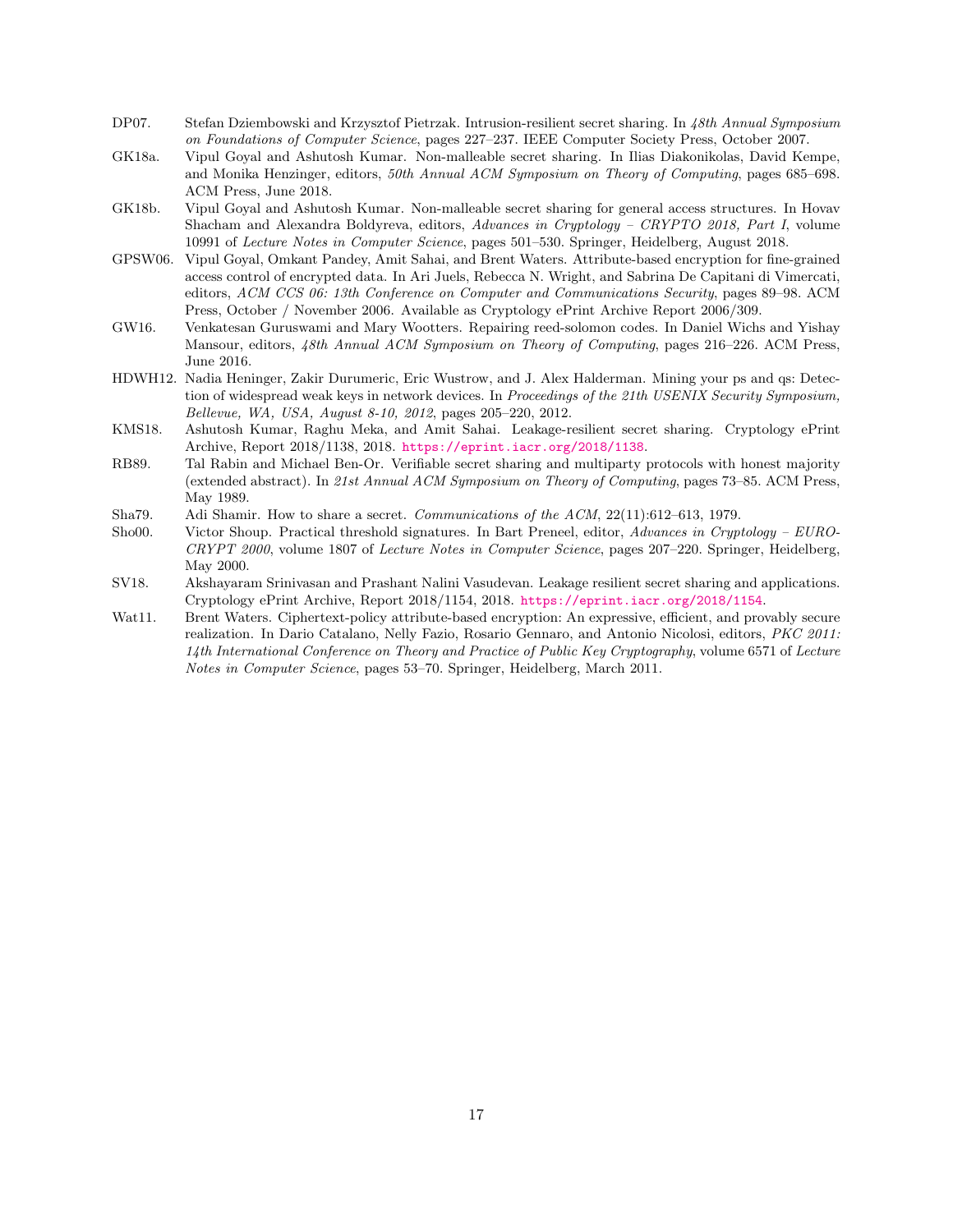- DP07. Stefan Dziembowski and Krzysztof Pietrzak. Intrusion-resilient secret sharing. In *48th Annual Symposium on Foundations of Computer Science*, pages 227–237. IEEE Computer Society Press, October 2007.
- GK18a. Vipul Goyal and Ashutosh Kumar. Non-malleable secret sharing. In Ilias Diakonikolas, David Kempe, and Monika Henzinger, editors, *50th Annual ACM Symposium on Theory of Computing*, pages 685–698. ACM Press, June 2018.
- GK18b. Vipul Goyal and Ashutosh Kumar. Non-malleable secret sharing for general access structures. In Hovav Shacham and Alexandra Boldyreva, editors, *Advances in Cryptology – CRYPTO 2018, Part I*, volume 10991 of *Lecture Notes in Computer Science*, pages 501–530. Springer, Heidelberg, August 2018.
- GPSW06. Vipul Goyal, Omkant Pandey, Amit Sahai, and Brent Waters. Attribute-based encryption for fine-grained access control of encrypted data. In Ari Juels, Rebecca N. Wright, and Sabrina De Capitani di Vimercati, editors, *ACM CCS 06: 13th Conference on Computer and Communications Security*, pages 89–98. ACM Press, October / November 2006. Available as Cryptology ePrint Archive Report 2006/309.
- GW16. Venkatesan Guruswami and Mary Wootters. Repairing reed-solomon codes. In Daniel Wichs and Yishay Mansour, editors, *48th Annual ACM Symposium on Theory of Computing*, pages 216–226. ACM Press, June 2016.
- HDWH12. Nadia Heninger, Zakir Durumeric, Eric Wustrow, and J. Alex Halderman. Mining your ps and qs: Detection of widespread weak keys in network devices. In *Proceedings of the 21th USENIX Security Symposium, Bellevue, WA, USA, August 8-10, 2012*, pages 205–220, 2012.
- KMS18. Ashutosh Kumar, Raghu Meka, and Amit Sahai. Leakage-resilient secret sharing. Cryptology ePrint Archive, Report 2018/1138, 2018. https://eprint.iacr.org/2018/1138.
- RB89. Tal Rabin and Michael Ben-Or. Verifiable secret sharing and multiparty protocols with honest majority (extended abstract). In *21st Annual ACM Symposium on Theory of Computing*, pages 73–85. ACM Press, May 1989.
- Sha79. Adi Shamir. How to share a secret. *Communications of the ACM*, 22(11):612–613, 1979.
- Sho00. Victor Shoup. Practical threshold signatures. In Bart Preneel, editor, *Advances in Cryptology – EUROCRYPT 2000*, volume 1807 of *Lecture Notes in Computer Science*, pages 207–220. Springer, Heidelberg, May 2000.
- SV18. Akshayaram Srinivasan and Prashant Nalini Vasudevan. Leakage resilient secret sharing and applications. Cryptology ePrint Archive, Report 2018/1154, 2018. https://eprint.iacr.org/2018/1154.
- Wat11. Brent Waters. Ciphertext-policy attribute-based encryption: An expressive, efficient, and provably secure realization. In Dario Catalano, Nelly Fazio, Rosario Gennaro, and Antonio Nicolosi, editors, *PKC 2011: 14th International Conference on Theory and Practice of Public Key Cryptography*, volume 6571 of *Lecture Notes in Computer Science*, pages 53–70. Springer, Heidelberg, March 2011.